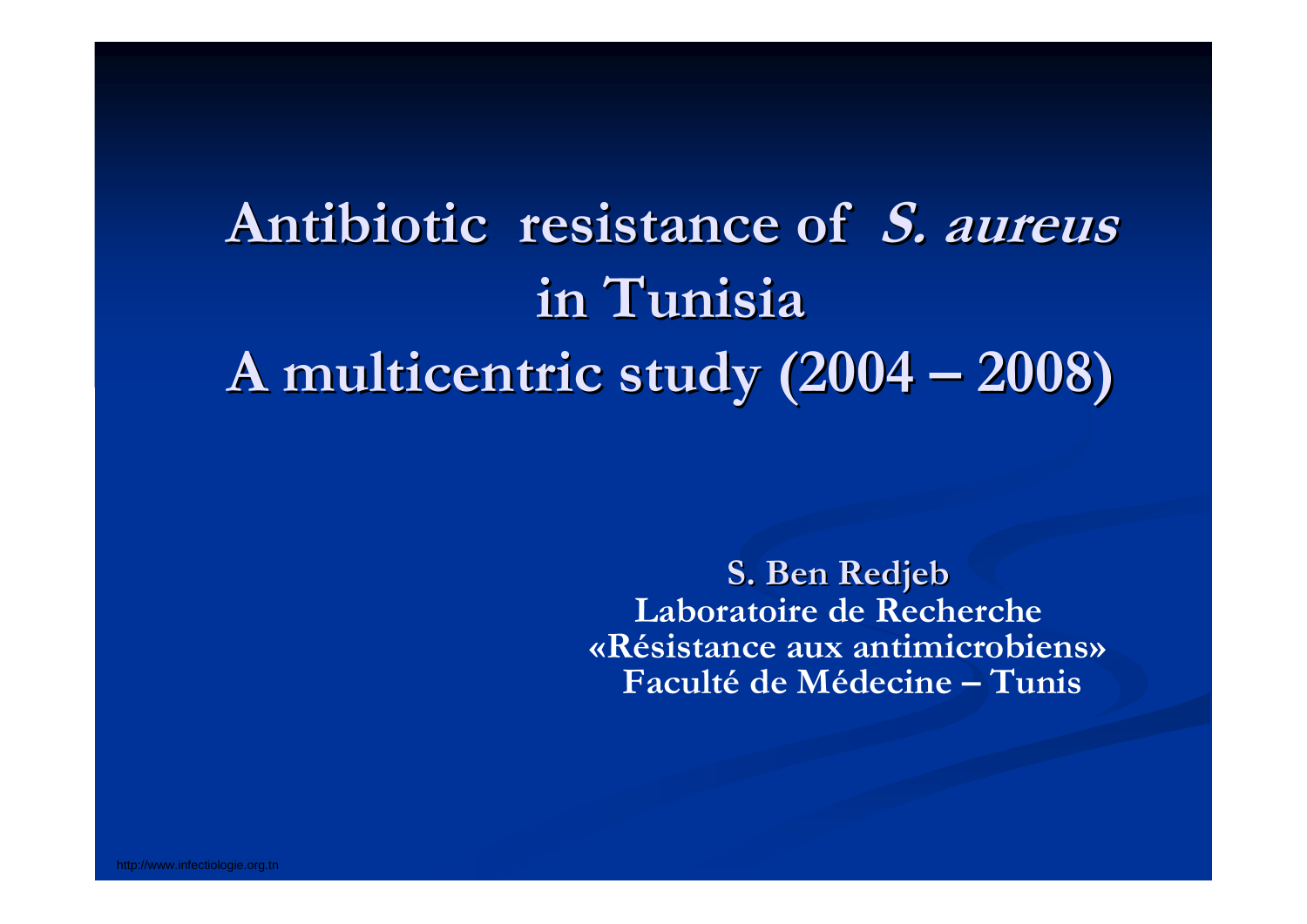# Antibiotic resistance of *S. aureus* in Tunisia A multicentric study (2004 – 2008)

**S. Ben Redjeb**
**Laboratoire de Recherche**
**«Résistance aux antimicrobiens»**
**Faculté de Médecine – Tunis**

http://www.infectiologie.org.tn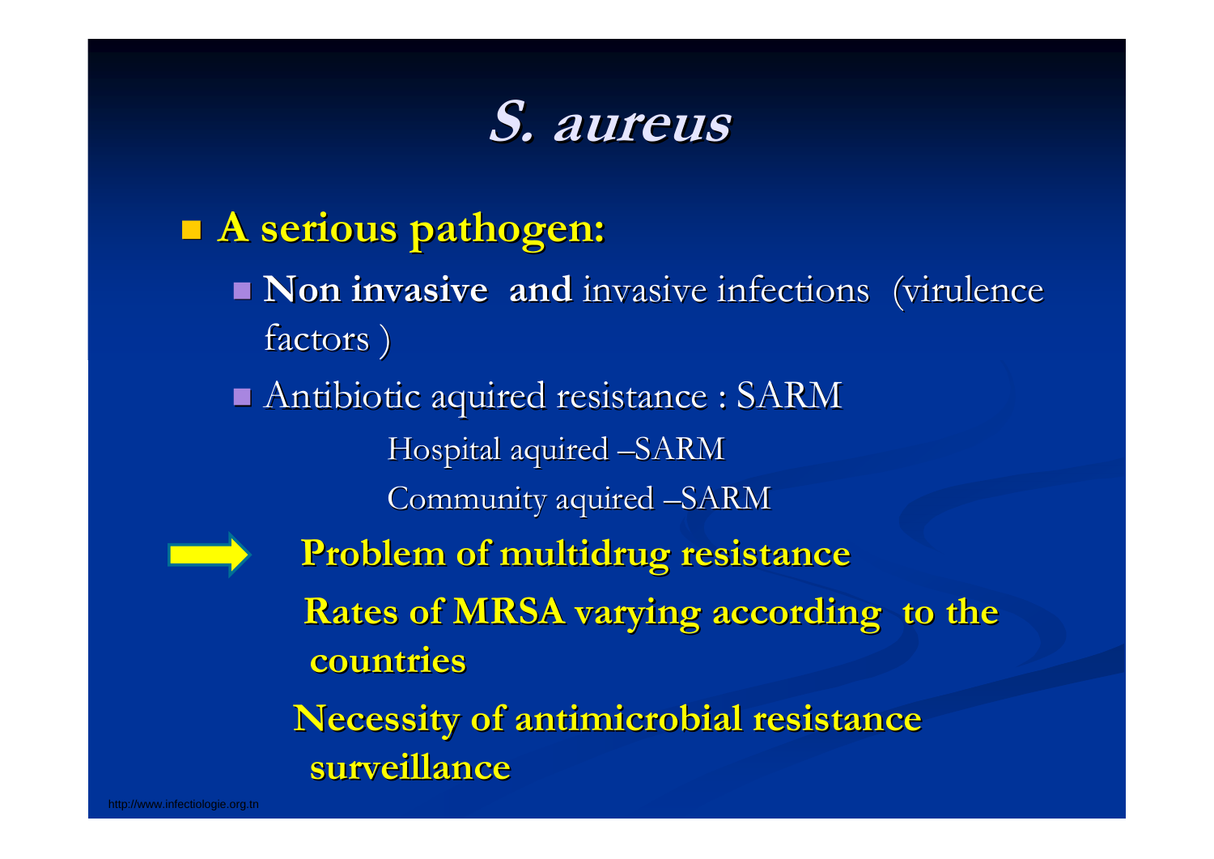# *S. aureus*

- **A serious pathogen:**
  - **Non invasive and** invasive infections (virulence factors )
  - Antibiotic aquired resistance : SARM

    Hospital aquired –SARM

    Community aquired –SARM

→ **Problem of multidrug resistance**

**Rates of MRSA varying according to the countries**

**Necessity of antimicrobial resistance surveillance**

http://www.infectiologie.org.tn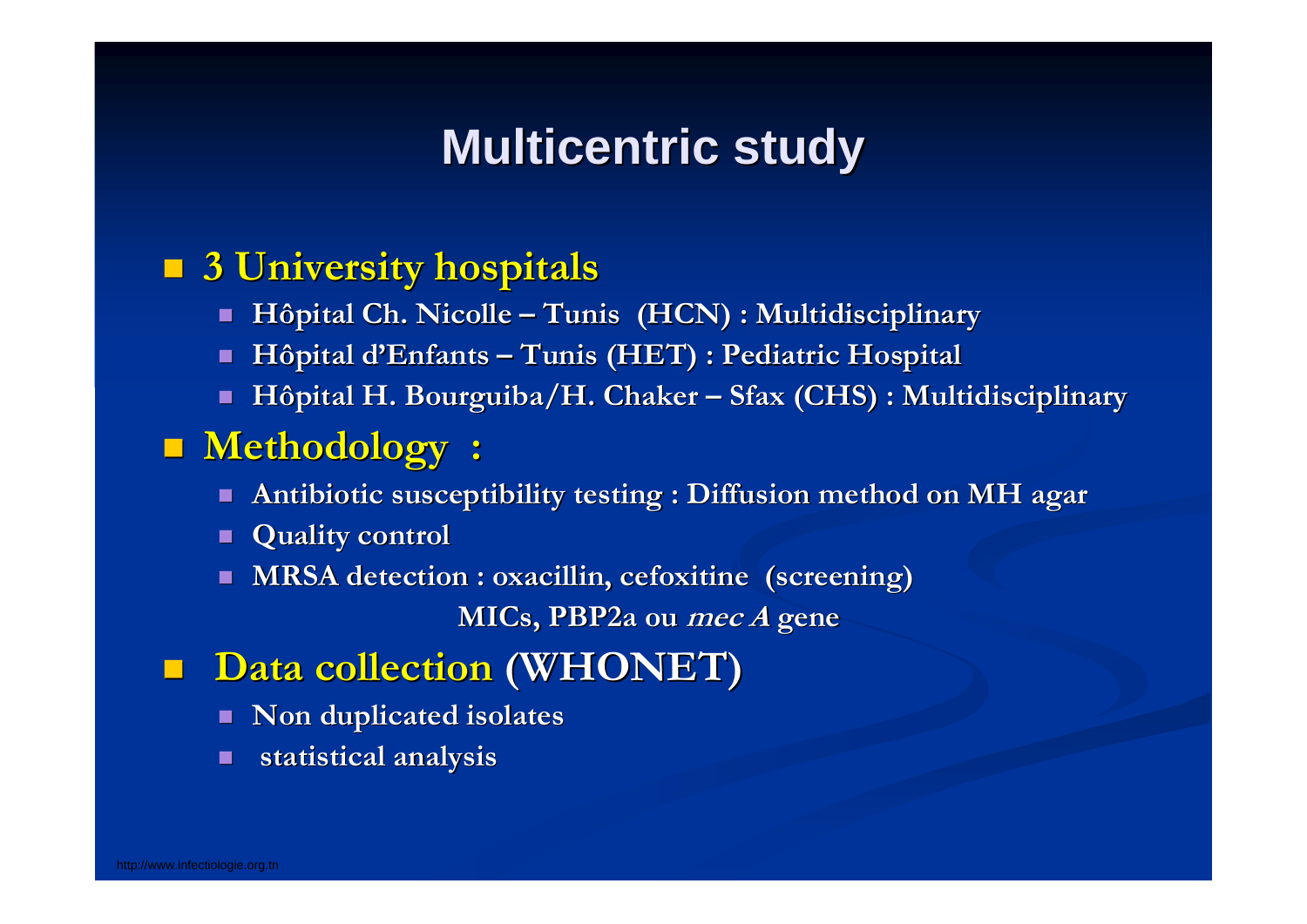# Multicentric study

- **3 University hospitals**
  - **Hôpital Ch. Nicolle – Tunis (HCN) : Multidisciplinary**
  - **Hôpital d'Enfants – Tunis (HET) : Pediatric Hospital**
  - **Hôpital H. Bourguiba/H. Chaker – Sfax (CHS) : Multidisciplinary**
- **Methodology :**
  - **Antibiotic susceptibility testing : Diffusion method on MH agar**
  - **Quality control**
  - **MRSA detection : oxacillin, cefoxitine (screening)**

    **MICs, PBP2a ou *mec A* gene**
- **Data collection (WHONET)**
  - **Non duplicated isolates**
  - **statistical analysis**

http://www.infectiologie.org.tn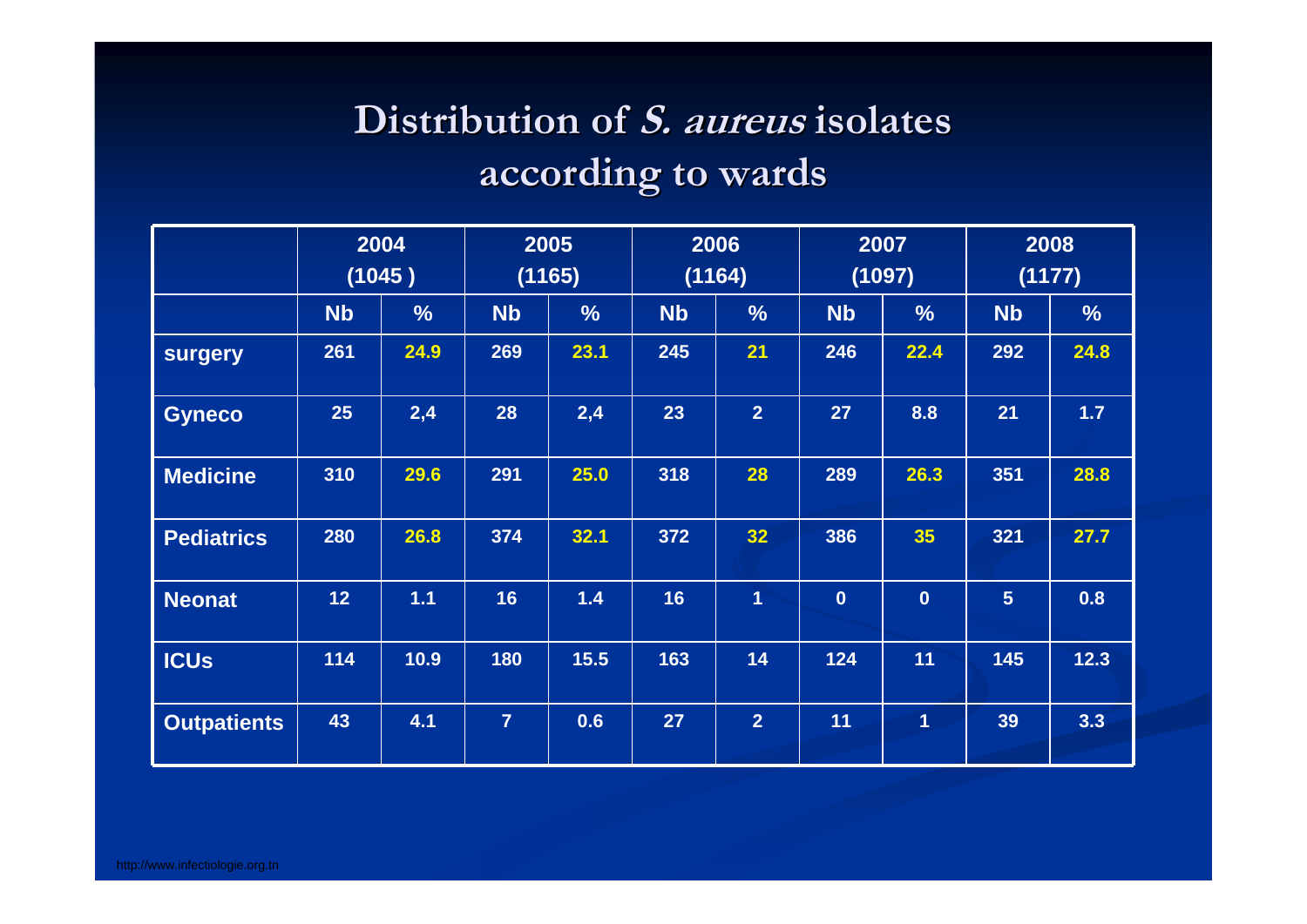# Distribution of *S. aureus* isolates according to wards

| | 2004 (1045 ) | | 2005 (1165) | | 2006 (1164) | | 2007 (1097) | | 2008 (1177) | |
|---|---|---|---|---|---|---|---|---|---|---|
| | Nb | % | Nb | % | Nb | % | Nb | % | Nb | % |
| surgery | 261 | 24.9 | 269 | 23.1 | 245 | 21 | 246 | 22.4 | 292 | 24.8 |
| Gyneco | 25 | 2,4 | 28 | 2,4 | 23 | 2 | 27 | 8.8 | 21 | 1.7 |
| Medicine | 310 | 29.6 | 291 | 25.0 | 318 | 28 | 289 | 26.3 | 351 | 28.8 |
| Pediatrics | 280 | 26.8 | 374 | 32.1 | 372 | 32 | 386 | 35 | 321 | 27.7 |
| Neonat | 12 | 1.1 | 16 | 1.4 | 16 | 1 | 0 | 0 | 5 | 0.8 |
| ICUs | 114 | 10.9 | 180 | 15.5 | 163 | 14 | 124 | 11 | 145 | 12.3 |
| Outpatients | 43 | 4.1 | 7 | 0.6 | 27 | 2 | 11 | 1 | 39 | 3.3 |

http://www.infectiologie.org.tn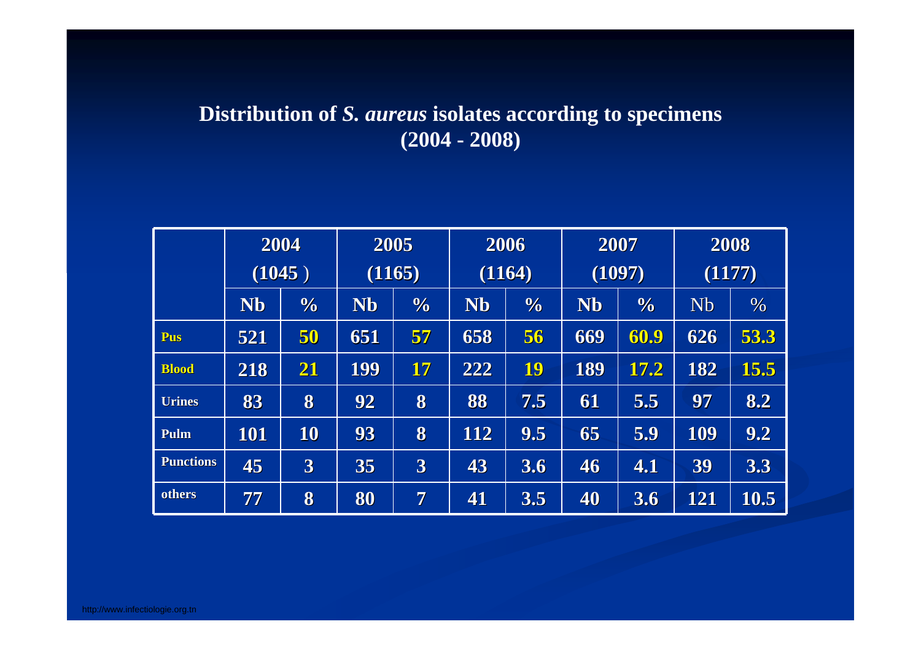## Distribution of *S. aureus* isolates according to specimens (2004 - 2008)

| | 2004 (1045 ) | | 2005 (1165) | | 2006 (1164) | | 2007 (1097) | | 2008 (1177) | |
|---|---|---|---|---|---|---|---|---|---|---|
| | Nb | % | Nb | % | Nb | % | Nb | % | Nb | % |
| Pus | 521 | 50 | 651 | 57 | 658 | 56 | 669 | 60.9 | 626 | 53.3 |
| Blood | 218 | 21 | 199 | 17 | 222 | 19 | 189 | 17.2 | 182 | 15.5 |
| Urines | 83 | 8 | 92 | 8 | 88 | 7.5 | 61 | 5.5 | 97 | 8.2 |
| Pulm | 101 | 10 | 93 | 8 | 112 | 9.5 | 65 | 5.9 | 109 | 9.2 |
| Punctions | 45 | 3 | 35 | 3 | 43 | 3.6 | 46 | 4.1 | 39 | 3.3 |
| others | 77 | 8 | 80 | 7 | 41 | 3.5 | 40 | 3.6 | 121 | 10.5 |

http://www.infectiologie.org.tn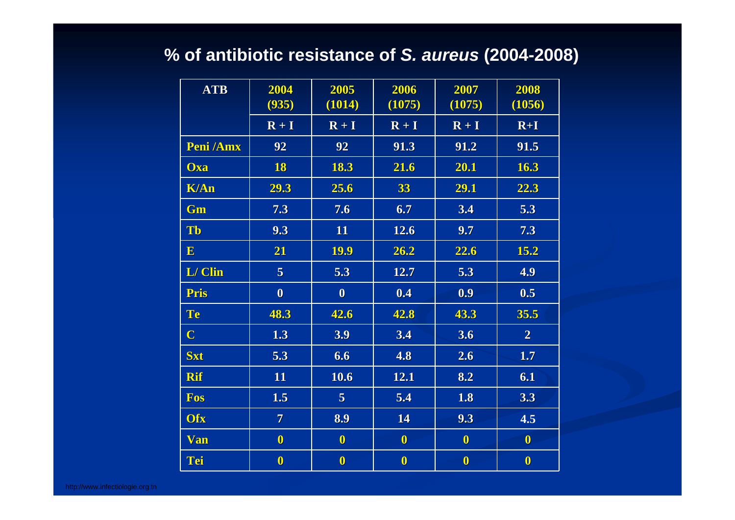# % of antibiotic resistance of *S. aureus* (2004-2008)

| ATB | 2004 (935) | 2005 (1014) | 2006 (1075) | 2007 (1075) | 2008 (1056) |
|---|---|---|---|---|---|
| | R + I | R + I | R + I | R + I | R+I |
| Peni /Amx | 92 | 92 | 91.3 | 91.2 | 91.5 |
| Oxa | 18 | 18.3 | 21.6 | 20.1 | 16.3 |
| K/An | 29.3 | 25.6 | 33 | 29.1 | 22.3 |
| Gm | 7.3 | 7.6 | 6.7 | 3.4 | 5.3 |
| Tb | 9.3 | 11 | 12.6 | 9.7 | 7.3 |
| E | 21 | 19.9 | 26.2 | 22.6 | 15.2 |
| L/ Clin | 5 | 5.3 | 12.7 | 5.3 | 4.9 |
| Pris | 0 | 0 | 0.4 | 0.9 | 0.5 |
| Te | 48.3 | 42.6 | 42.8 | 43.3 | 35.5 |
| C | 1.3 | 3.9 | 3.4 | 3.6 | 2 |
| Sxt | 5.3 | 6.6 | 4.8 | 2.6 | 1.7 |
| Rif | 11 | 10.6 | 12.1 | 8.2 | 6.1 |
| Fos | 1.5 | 5 | 5.4 | 1.8 | 3.3 |
| Ofx | 7 | 8.9 | 14 | 9.3 | 4.5 |
| Van | 0 | 0 | 0 | 0 | 0 |
| Tei | 0 | 0 | 0 | 0 | 0 |

http://www.infectiologie.org.tn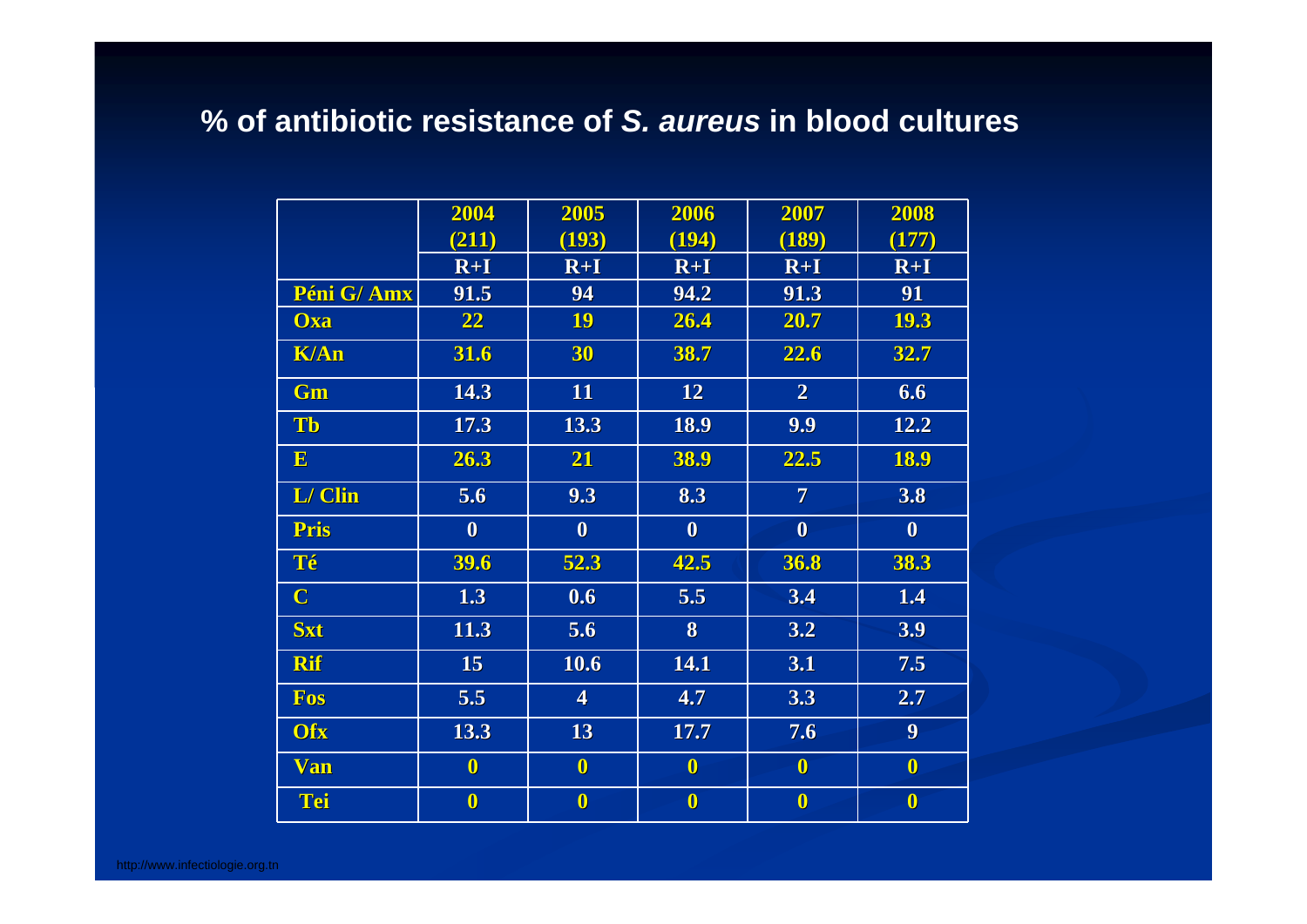## % of antibiotic resistance of *S. aureus* in blood cultures

| | 2004 (211) | 2005 (193) | 2006 (194) | 2007 (189) | 2008 (177) |
|---|---|---|---|---|---|
| | R+I | R+I | R+I | R+I | R+I |
| Péni G/ Amx | 91.5 | 94 | 94.2 | 91.3 | 91 |
| Oxa | 22 | 19 | 26.4 | 20.7 | 19.3 |
| K/An | 31.6 | 30 | 38.7 | 22.6 | 32.7 |
| Gm | 14.3 | 11 | 12 | 2 | 6.6 |
| Tb | 17.3 | 13.3 | 18.9 | 9.9 | 12.2 |
| E | 26.3 | 21 | 38.9 | 22.5 | 18.9 |
| L/ Clin | 5.6 | 9.3 | 8.3 | 7 | 3.8 |
| Pris | 0 | 0 | 0 | 0 | 0 |
| Té | 39.6 | 52.3 | 42.5 | 36.8 | 38.3 |
| C | 1.3 | 0.6 | 5.5 | 3.4 | 1.4 |
| Sxt | 11.3 | 5.6 | 8 | 3.2 | 3.9 |
| Rif | 15 | 10.6 | 14.1 | 3.1 | 7.5 |
| Fos | 5.5 | 4 | 4.7 | 3.3 | 2.7 |
| Ofx | 13.3 | 13 | 17.7 | 7.6 | 9 |
| Van | 0 | 0 | 0 | 0 | 0 |
| Tei | 0 | 0 | 0 | 0 | 0 |

http://www.infectiologie.org.tn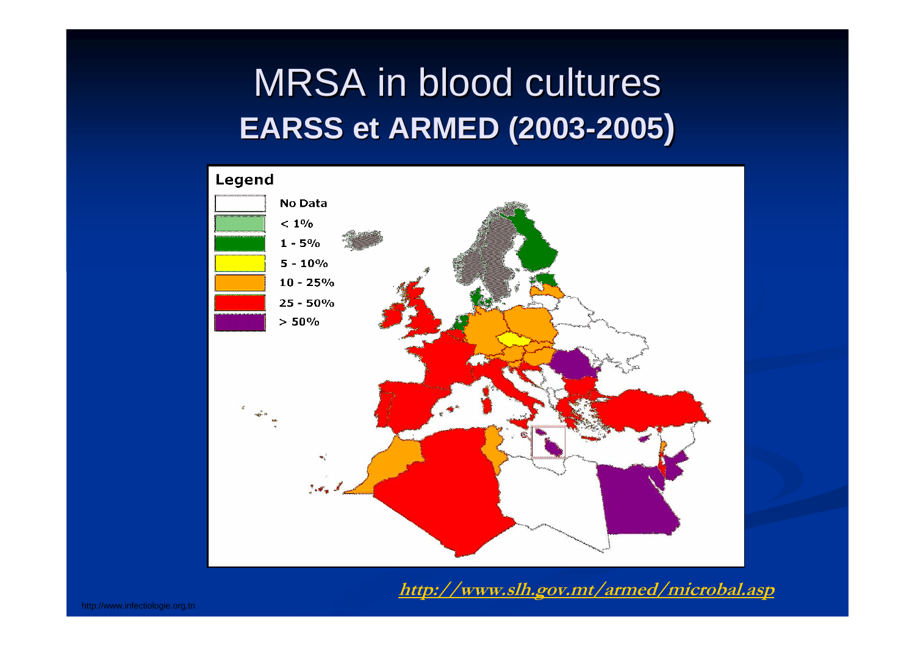# MRSA in blood cultures

## EARSS et ARMED (2003-2005)

Legend

- No Data
- < 1%
- 1 - 5%
- 5 - 10%
- 10 - 25%
- 25 - 50%
- > 50%

http://www.slh.gov.mt/armed/microbal.asp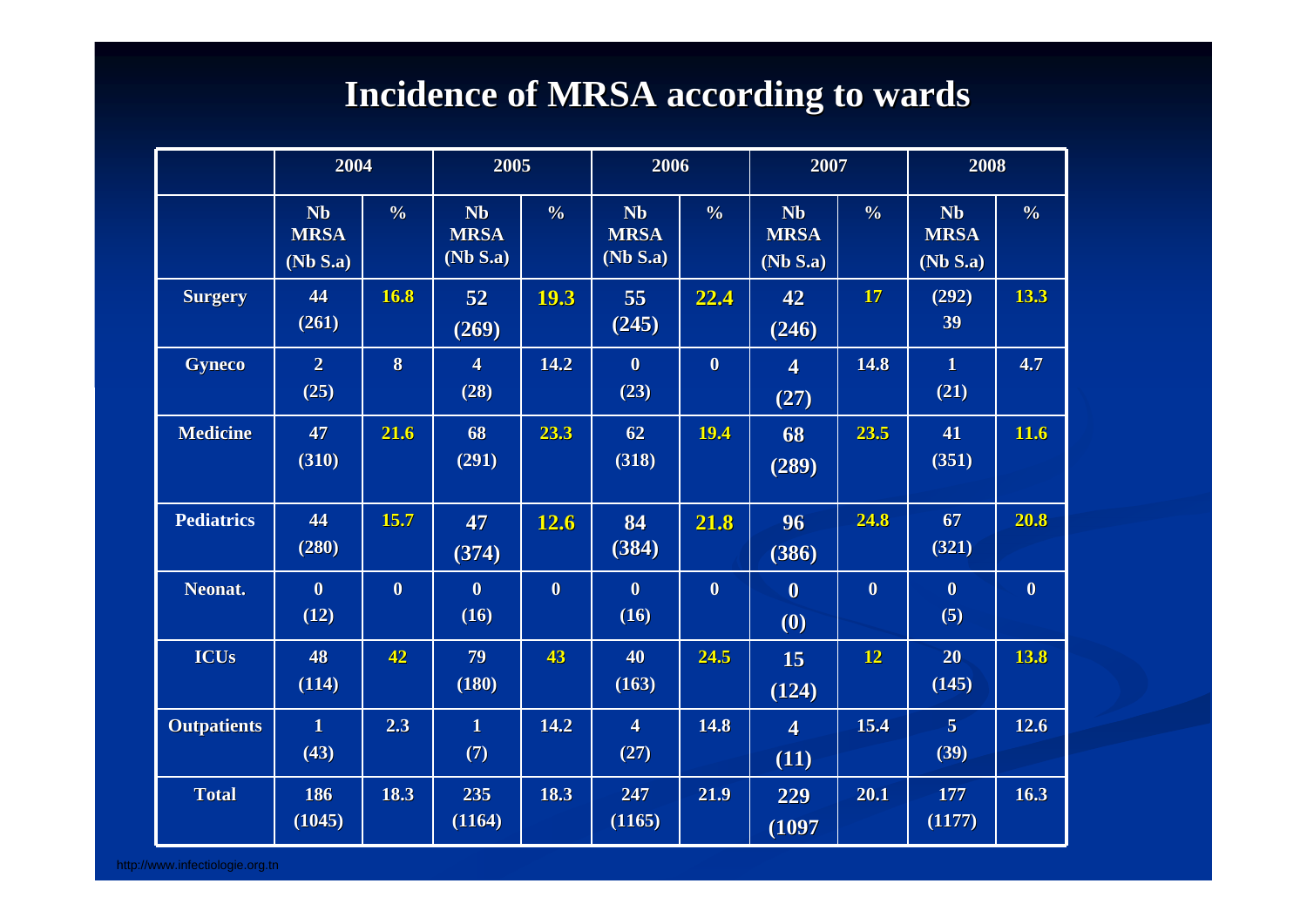# Incidence of MRSA according to wards

| | 2004 | | 2005 | | 2006 | | 2007 | | 2008 | |
|---|---|---|---|---|---|---|---|---|---|---|
| | Nb MRSA (Nb S.a) | % | Nb MRSA (Nb S.a) | % | Nb MRSA (Nb S.a) | % | Nb MRSA (Nb S.a) | % | Nb MRSA (Nb S.a) | % |
| Surgery | 44 (261) | 16.8 | 52 (269) | 19.3 | 55 (245) | 22.4 | 42 (246) | 17 | (292) 39 | 13.3 |
| Gyneco | 2 (25) | 8 | 4 (28) | 14.2 | 0 (23) | 0 | 4 (27) | 14.8 | 1 (21) | 4.7 |
| Medicine | 47 (310) | 21.6 | 68 (291) | 23.3 | 62 (318) | 19.4 | 68 (289) | 23.5 | 41 (351) | 11.6 |
| Pediatrics | 44 (280) | 15.7 | 47 (374) | 12.6 | 84 (384) | 21.8 | 96 (386) | 24.8 | 67 (321) | 20.8 |
| Neonat. | 0 (12) | 0 | 0 (16) | 0 | 0 (16) | 0 | 0 (0) | 0 | 0 (5) | 0 |
| ICUs | 48 (114) | 42 | 79 (180) | 43 | 40 (163) | 24.5 | 15 (124) | 12 | 20 (145) | 13.8 |
| Outpatients | 1 (43) | 2.3 | 1 (7) | 14.2 | 4 (27) | 14.8 | 4 (11) | 15.4 | 5 (39) | 12.6 |
| Total | 186 (1045) | 18.3 | 235 (1164) | 18.3 | 247 (1165) | 21.9 | 229 (1097 | 20.1 | 177 (1177) | 16.3 |

http://www.infectiologie.org.tn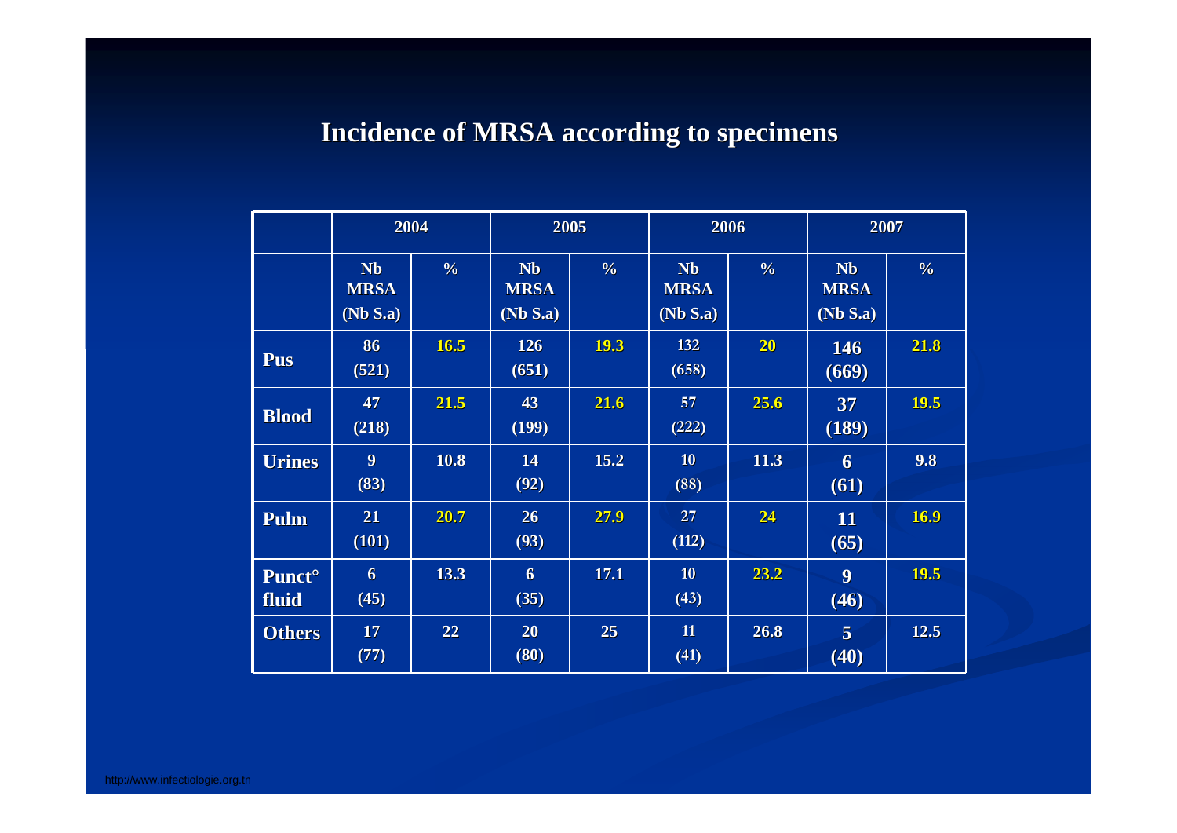# Incidence of MRSA according to specimens

| | 2004 | | 2005 | | 2006 | | 2007 | |
|---|---|---|---|---|---|---|---|---|
| | Nb MRSA (Nb S.a) | % | Nb MRSA (Nb S.a) | % | Nb MRSA (Nb S.a) | % | Nb MRSA (Nb S.a) | % |
| **Pus** | 86 (521) | 16.5 | 126 (651) | 19.3 | 132 (658) | 20 | 146 (669) | 21.8 |
| **Blood** | 47 (218) | 21.5 | 43 (199) | 21.6 | 57 (222) | 25.6 | 37 (189) | 19.5 |
| **Urines** | 9 (83) | 10.8 | 14 (92) | 15.2 | 10 (88) | 11.3 | 6 (61) | 9.8 |
| **Pulm** | 21 (101) | 20.7 | 26 (93) | 27.9 | 27 (112) | 24 | 11 (65) | 16.9 |
| **Punct° fluid** | 6 (45) | 13.3 | 6 (35) | 17.1 | 10 (43) | 23.2 | 9 (46) | 19.5 |
| **Others** | 17 (77) | 22 | 20 (80) | 25 | 11 (41) | 26.8 | 5 (40) | 12.5 |

http://www.infectiologie.org.tn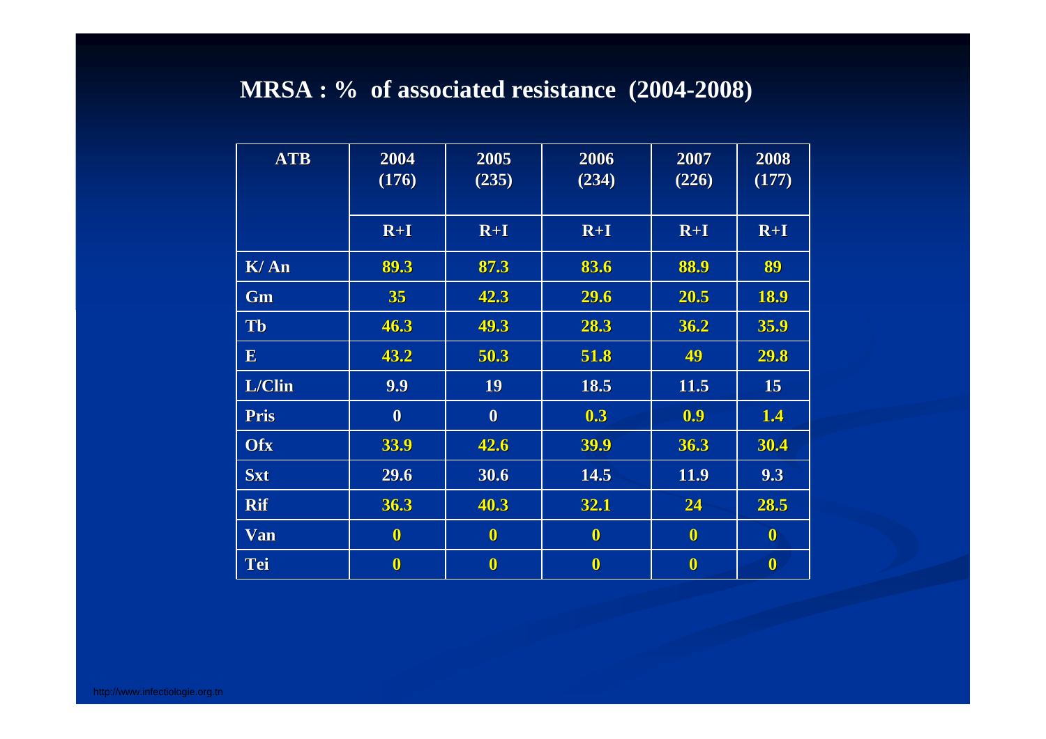# MRSA : % of associated resistance (2004-2008)

| ATB | 2004 (176) | 2005 (235) | 2006 (234) | 2007 (226) | 2008 (177) |
|---|---|---|---|---|---|
| | R+I | R+I | R+I | R+I | R+I |
| K/ An | 89.3 | 87.3 | 83.6 | 88.9 | 89 |
| Gm | 35 | 42.3 | 29.6 | 20.5 | 18.9 |
| Tb | 46.3 | 49.3 | 28.3 | 36.2 | 35.9 |
| E | 43.2 | 50.3 | 51.8 | 49 | 29.8 |
| L/Clin | 9.9 | 19 | 18.5 | 11.5 | 15 |
| Pris | 0 | 0 | 0.3 | 0.9 | 1.4 |
| Ofx | 33.9 | 42.6 | 39.9 | 36.3 | 30.4 |
| Sxt | 29.6 | 30.6 | 14.5 | 11.9 | 9.3 |
| Rif | 36.3 | 40.3 | 32.1 | 24 | 28.5 |
| Van | 0 | 0 | 0 | 0 | 0 |
| Tei | 0 | 0 | 0 | 0 | 0 |

http://www.infectiologie.org.tn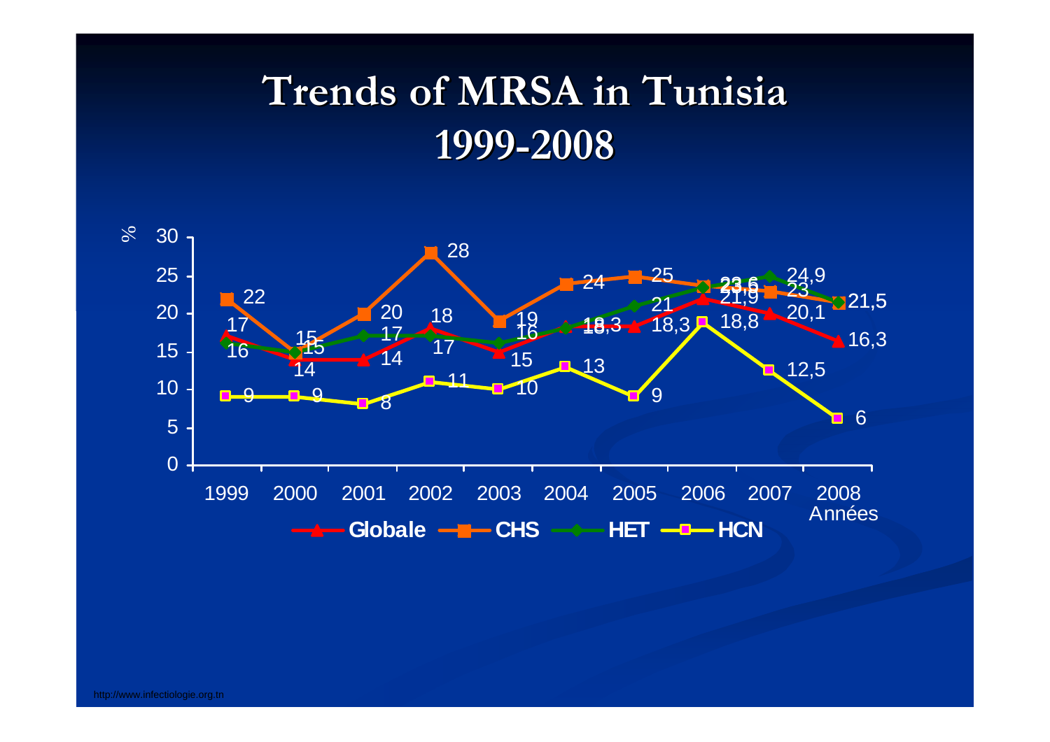# Trends of MRSA in Tunisia 1999-2008

%

Années

Globale — CHS — HET — HCN

http://www.infectiologie.org.tn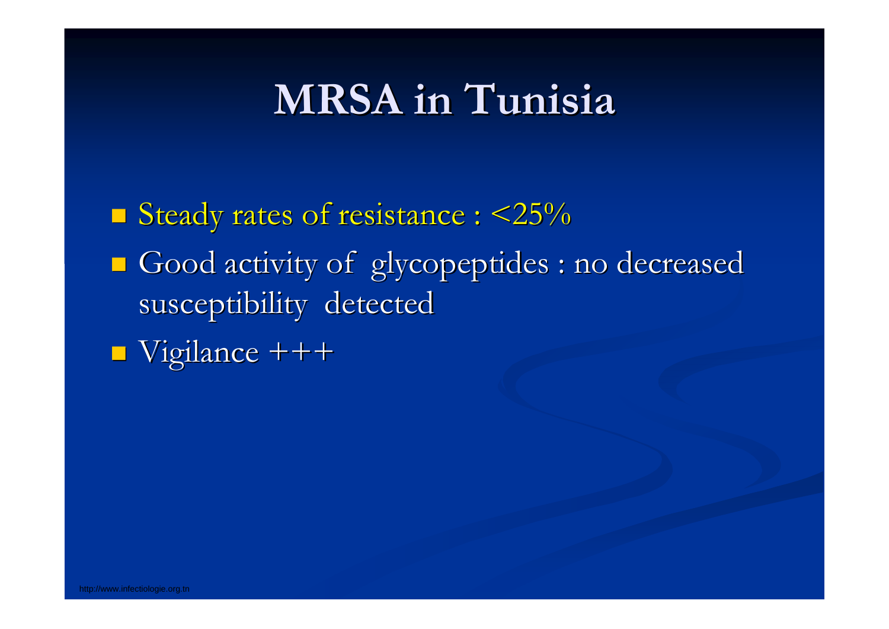# MRSA in Tunisia

- Steady rates of resistance : <25%
- Good activity of glycopeptides : no decreased susceptibility detected
- Vigilance +++